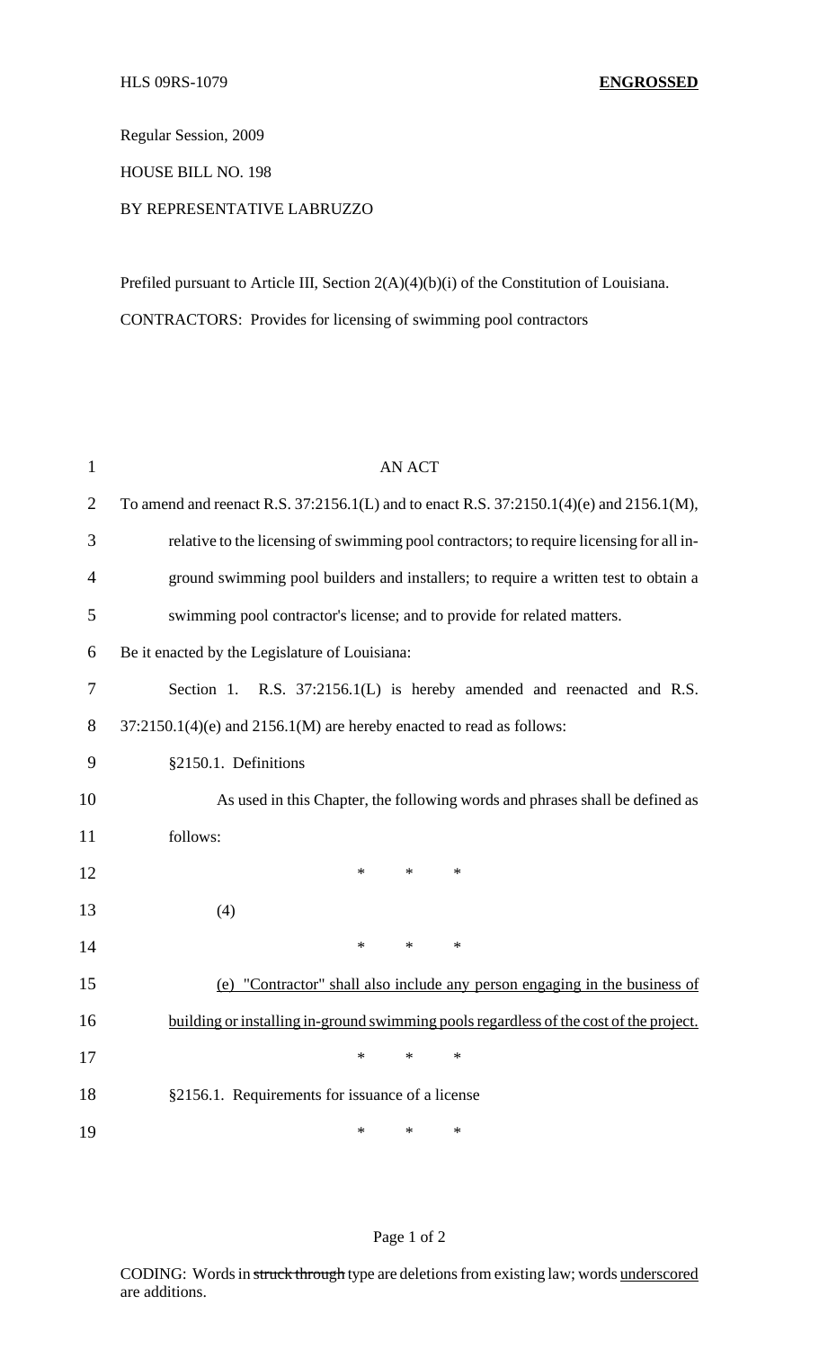HLS 09RS-1079 **ENGROSSED**

Regular Session, 2009

HOUSE BILL NO. 198

BY REPRESENTATIVE LABRUZZO

Prefiled pursuant to Article III, Section 2(A)(4)(b)(i) of the Constitution of Louisiana.

CONTRACTORS: Provides for licensing of swimming pool contractors

AN ACT

To amend and reenact R.S. 37:2156.1(L) and to enact R.S. 37:2150.1(4)(e) and 2156.1(M), relative to the licensing of swimming pool contractors; to require licensing for all in-ground swimming pool builders and installers; to require a written test to obtain a swimming pool contractor's license; and to provide for related matters.

Be it enacted by the Legislature of Louisiana:

Section 1. R.S. 37:2156.1(L) is hereby amended and reenacted and R.S. 37:2150.1(4)(e) and 2156.1(M) are hereby enacted to read as follows:

§2150.1. Definitions

As used in this Chapter, the following words and phrases shall be defined as follows:

\* \* \*

(4)

\* \* \*

<u>(e) "Contractor" shall also include any person engaging in the business of building or installing in-ground swimming pools regardless of the cost of the project.</u>

\* \* \*

§2156.1. Requirements for issuance of a license

\* \* \*

CODING: Words in ~~struck through~~ type are deletions from existing law; words <u>underscored</u> are additions.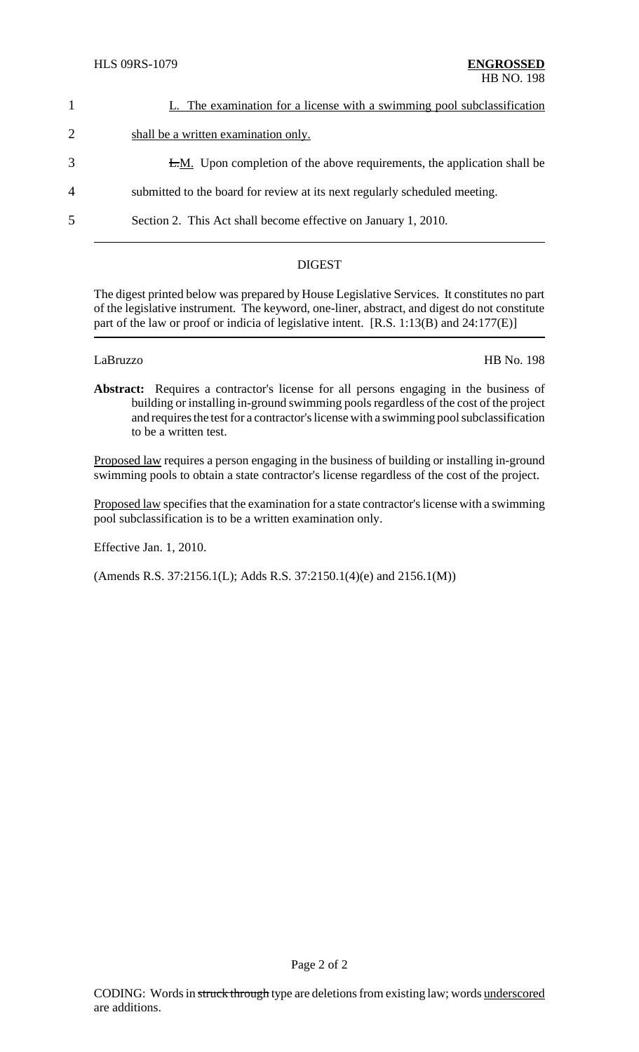HLS 09RS-1079 **ENGROSSED**
HB NO. 198

1 L. The examination for a license with a swimming pool subclassification

2 shall be a written examination only.

3 ~~L.~~M. Upon completion of the above requirements, the application shall be

4 submitted to the board for review at its next regularly scheduled meeting.

5 Section 2. This Act shall become effective on January 1, 2010.

## DIGEST

The digest printed below was prepared by House Legislative Services. It constitutes no part of the legislative instrument. The keyword, one-liner, abstract, and digest do not constitute part of the law or proof or indicia of legislative intent. [R.S. 1:13(B) and 24:177(E)]

LaBruzzo HB No. 198

**Abstract:** Requires a contractor's license for all persons engaging in the business of building or installing in-ground swimming pools regardless of the cost of the project and requires the test for a contractor's license with a swimming pool subclassification to be a written test.

Proposed law requires a person engaging in the business of building or installing in-ground swimming pools to obtain a state contractor's license regardless of the cost of the project.

Proposed law specifies that the examination for a state contractor's license with a swimming pool subclassification is to be a written examination only.

Effective Jan. 1, 2010.

(Amends R.S. 37:2156.1(L); Adds R.S. 37:2150.1(4)(e) and 2156.1(M))

CODING: Words in ~~struck through~~ type are deletions from existing law; words underscored are additions.